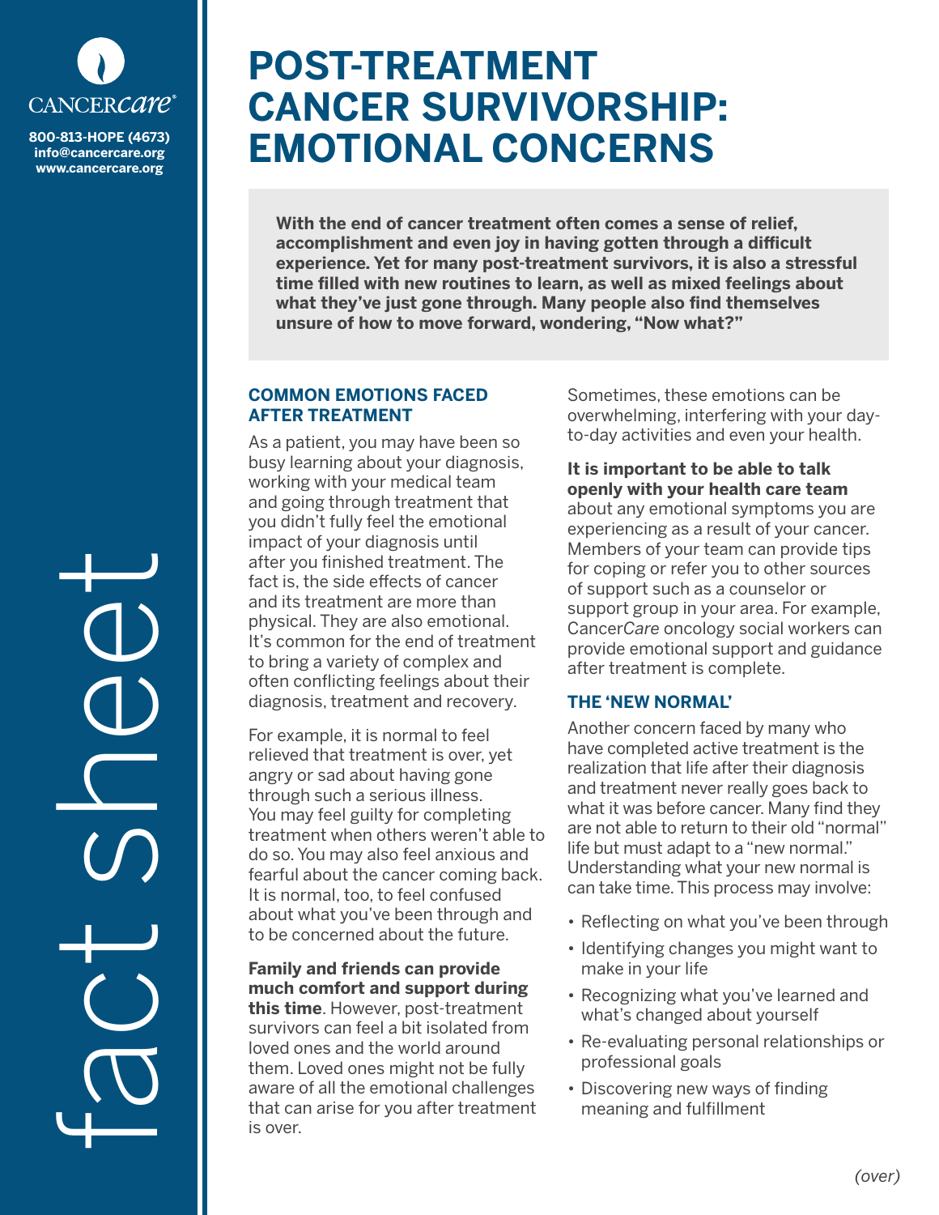# POST-TREATMENT CANCER SURVIVORSHIP: EMOTIONAL CONCERNS

CancerCare
800-813-HOPE (4673)
info@cancercare.org
www.cancercare.org

fact sheet

**With the end of cancer treatment often comes a sense of relief, accomplishment and even joy in having gotten through a difficult experience. Yet for many post-treatment survivors, it is also a stressful time filled with new routines to learn, as well as mixed feelings about what they've just gone through. Many people also find themselves unsure of how to move forward, wondering, "Now what?"**

## COMMON EMOTIONS FACED AFTER TREATMENT

As a patient, you may have been so busy learning about your diagnosis, working with your medical team and going through treatment that you didn't fully feel the emotional impact of your diagnosis until after you finished treatment. The fact is, the side effects of cancer and its treatment are more than physical. They are also emotional. It's common for the end of treatment to bring a variety of complex and often conflicting feelings about their diagnosis, treatment and recovery.

For example, it is normal to feel relieved that treatment is over, yet angry or sad about having gone through such a serious illness. You may feel guilty for completing treatment when others weren't able to do so. You may also feel anxious and fearful about the cancer coming back. It is normal, too, to feel confused about what you've been through and to be concerned about the future.

**Family and friends can provide much comfort and support during this time**. However, post-treatment survivors can feel a bit isolated from loved ones and the world around them. Loved ones might not be fully aware of all the emotional challenges that can arise for you after treatment is over.

Sometimes, these emotions can be overwhelming, interfering with your day-to-day activities and even your health.

**It is important to be able to talk openly with your health care team** about any emotional symptoms you are experiencing as a result of your cancer. Members of your team can provide tips for coping or refer you to other sources of support such as a counselor or support group in your area. For example, Cancer*Care* oncology social workers can provide emotional support and guidance after treatment is complete.

## THE 'NEW NORMAL'

Another concern faced by many who have completed active treatment is the realization that life after their diagnosis and treatment never really goes back to what it was before cancer. Many find they are not able to return to their old "normal" life but must adapt to a "new normal." Understanding what your new normal is can take time. This process may involve:

- Reflecting on what you've been through
- Identifying changes you might want to make in your life
- Recognizing what you've learned and what's changed about yourself
- Re-evaluating personal relationships or professional goals
- Discovering new ways of finding meaning and fulfillment

*(over)*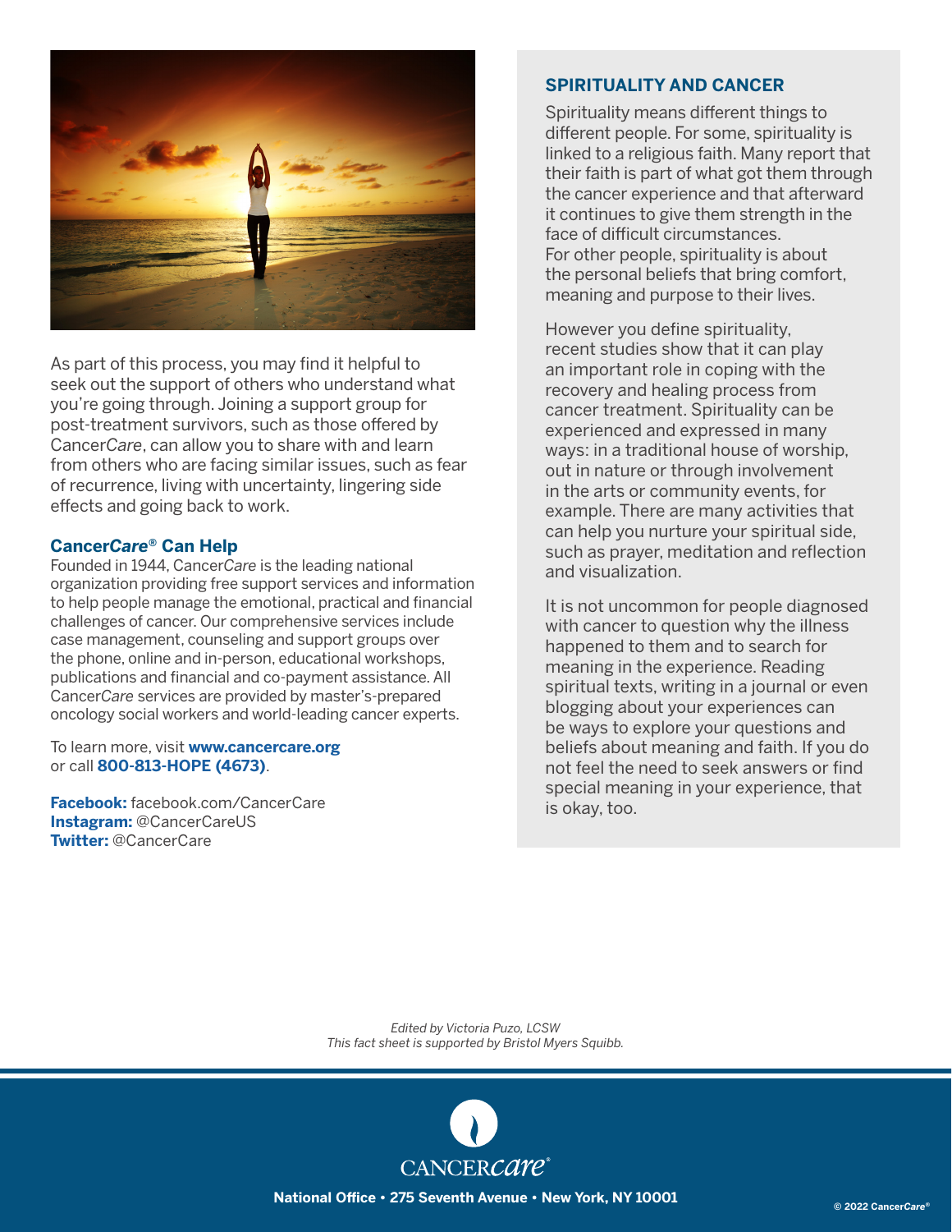As part of this process, you may find it helpful to seek out the support of others who understand what you're going through. Joining a support group for post-treatment survivors, such as those offered by Cancer*Care*, can allow you to share with and learn from others who are facing similar issues, such as fear of recurrence, living with uncertainty, lingering side effects and going back to work.

### Cancer*Care*® Can Help

Founded in 1944, Cancer*Care* is the leading national organization providing free support services and information to help people manage the emotional, practical and financial challenges of cancer. Our comprehensive services include case management, counseling and support groups over the phone, online and in-person, educational workshops, publications and financial and co-payment assistance. All Cancer*Care* services are provided by master's-prepared oncology social workers and world-leading cancer experts.

To learn more, visit **www.cancercare.org** or call **800-813-HOPE (4673)**.

**Facebook:** facebook.com/CancerCare
**Instagram:** @CancerCareUS
**Twitter:** @CancerCare

## SPIRITUALITY AND CANCER

Spirituality means different things to different people. For some, spirituality is linked to a religious faith. Many report that their faith is part of what got them through the cancer experience and that afterward it continues to give them strength in the face of difficult circumstances. For other people, spirituality is about the personal beliefs that bring comfort, meaning and purpose to their lives.

However you define spirituality, recent studies show that it can play an important role in coping with the recovery and healing process from cancer treatment. Spirituality can be experienced and expressed in many ways: in a traditional house of worship, out in nature or through involvement in the arts or community events, for example. There are many activities that can help you nurture your spiritual side, such as prayer, meditation and reflection and visualization.

It is not uncommon for people diagnosed with cancer to question why the illness happened to them and to search for meaning in the experience. Reading spiritual texts, writing in a journal or even blogging about your experiences can be ways to explore your questions and beliefs about meaning and faith. If you do not feel the need to seek answers or find special meaning in your experience, that is okay, too.

*Edited by Victoria Puzo, LCSW*
*This fact sheet is supported by Bristol Myers Squibb.*

CANCER*care*®

**National Office • 275 Seventh Avenue • New York, NY 10001**

© 2022 CancerCare®